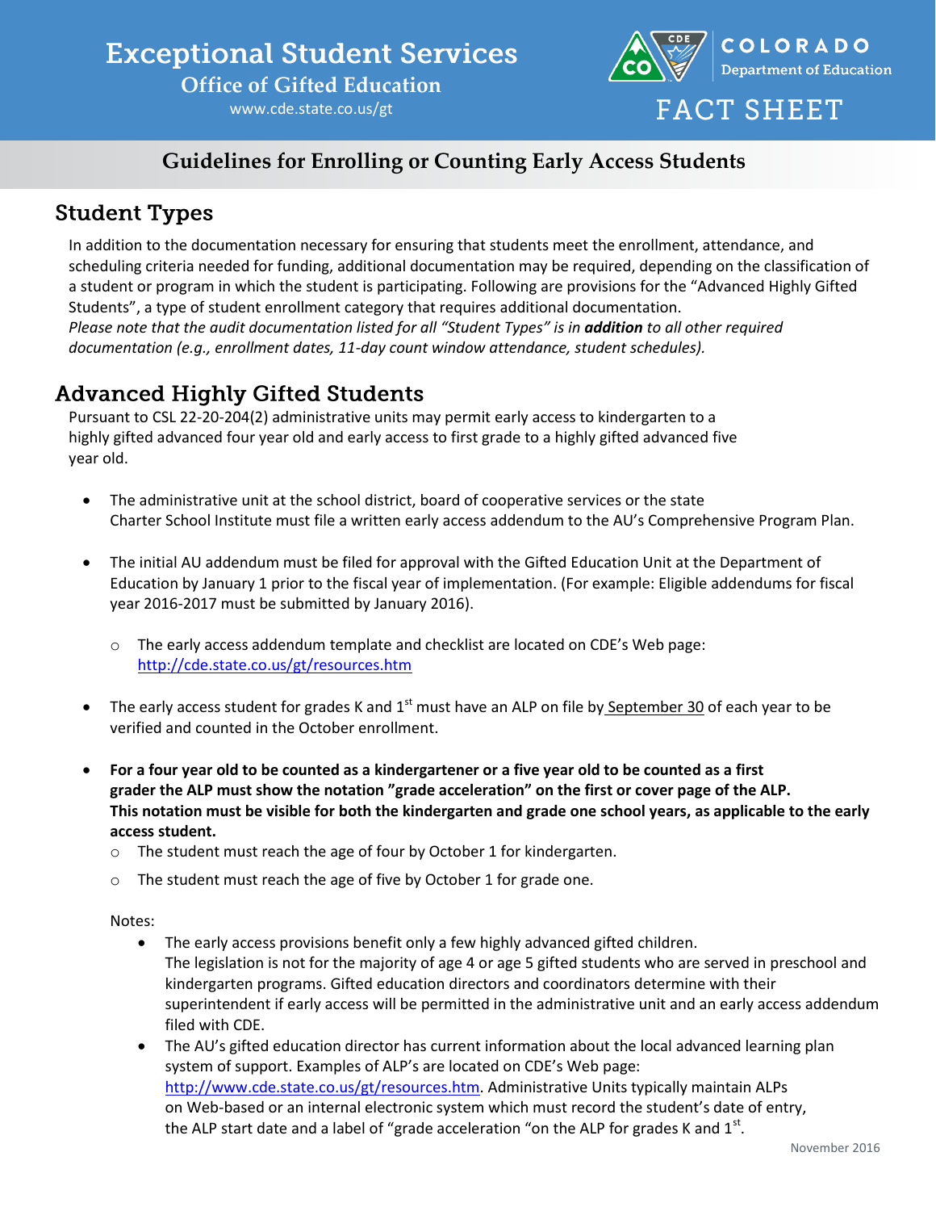# Exceptional Student Services

## Office of Gifted Education

www.cde.state.co.us/gt

COLORADO Department of Education

FACT SHEET

## Guidelines for Enrolling or Counting Early Access Students

## Student Types

In addition to the documentation necessary for ensuring that students meet the enrollment, attendance, and scheduling criteria needed for funding, additional documentation may be required, depending on the classification of a student or program in which the student is participating. Following are provisions for the "Advanced Highly Gifted Students", a type of student enrollment category that requires additional documentation.
*Please note that the audit documentation listed for all "Student Types" is in **addition** to all other required documentation (e.g., enrollment dates, 11-day count window attendance, student schedules).*

## Advanced Highly Gifted Students

Pursuant to CSL 22-20-204(2) administrative units may permit early access to kindergarten to a highly gifted advanced four year old and early access to first grade to a highly gifted advanced five year old.

- The administrative unit at the school district, board of cooperative services or the state Charter School Institute must file a written early access addendum to the AU's Comprehensive Program Plan.
- The initial AU addendum must be filed for approval with the Gifted Education Unit at the Department of Education by January 1 prior to the fiscal year of implementation. (For example: Eligible addendums for fiscal year 2016-2017 must be submitted by January 2016).
  - The early access addendum template and checklist are located on CDE's Web page: http://cde.state.co.us/gt/resources.htm
- The early access student for grades K and 1st must have an ALP on file by September 30 of each year to be verified and counted in the October enrollment.
- **For a four year old to be counted as a kindergartener or a five year old to be counted as a first grader the ALP must show the notation "grade acceleration" on the first or cover page of the ALP. This notation must be visible for both the kindergarten and grade one school years, as applicable to the early access student.**
  - The student must reach the age of four by October 1 for kindergarten.
  - The student must reach the age of five by October 1 for grade one.

  Notes:
  - The early access provisions benefit only a few highly advanced gifted children. The legislation is not for the majority of age 4 or age 5 gifted students who are served in preschool and kindergarten programs. Gifted education directors and coordinators determine with their superintendent if early access will be permitted in the administrative unit and an early access addendum filed with CDE.
  - The AU's gifted education director has current information about the local advanced learning plan system of support. Examples of ALP's are located on CDE's Web page: http://www.cde.state.co.us/gt/resources.htm. Administrative Units typically maintain ALPs on Web-based or an internal electronic system which must record the student's date of entry, the ALP start date and a label of "grade acceleration "on the ALP for grades K and 1st.

November 2016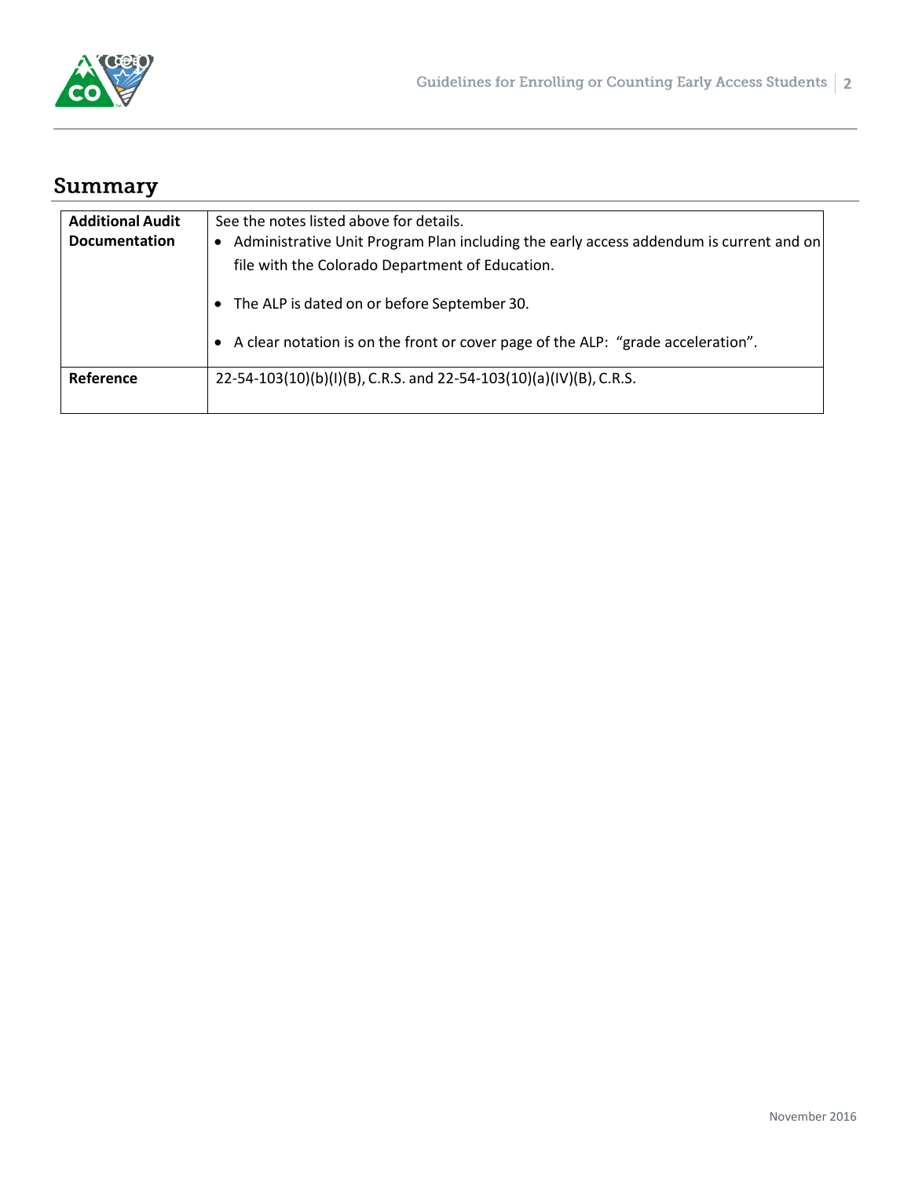## Summary

| | |
|---|---|
| **Additional Audit Documentation** | See the notes listed above for details.<br>• Administrative Unit Program Plan including the early access addendum is current and on file with the Colorado Department of Education.<br>• The ALP is dated on or before September 30.<br>• A clear notation is on the front or cover page of the ALP: "grade acceleration". |
| **Reference** | 22-54-103(10)(b)(I)(B), C.R.S. and 22-54-103(10)(a)(IV)(B), C.R.S. |

November 2016